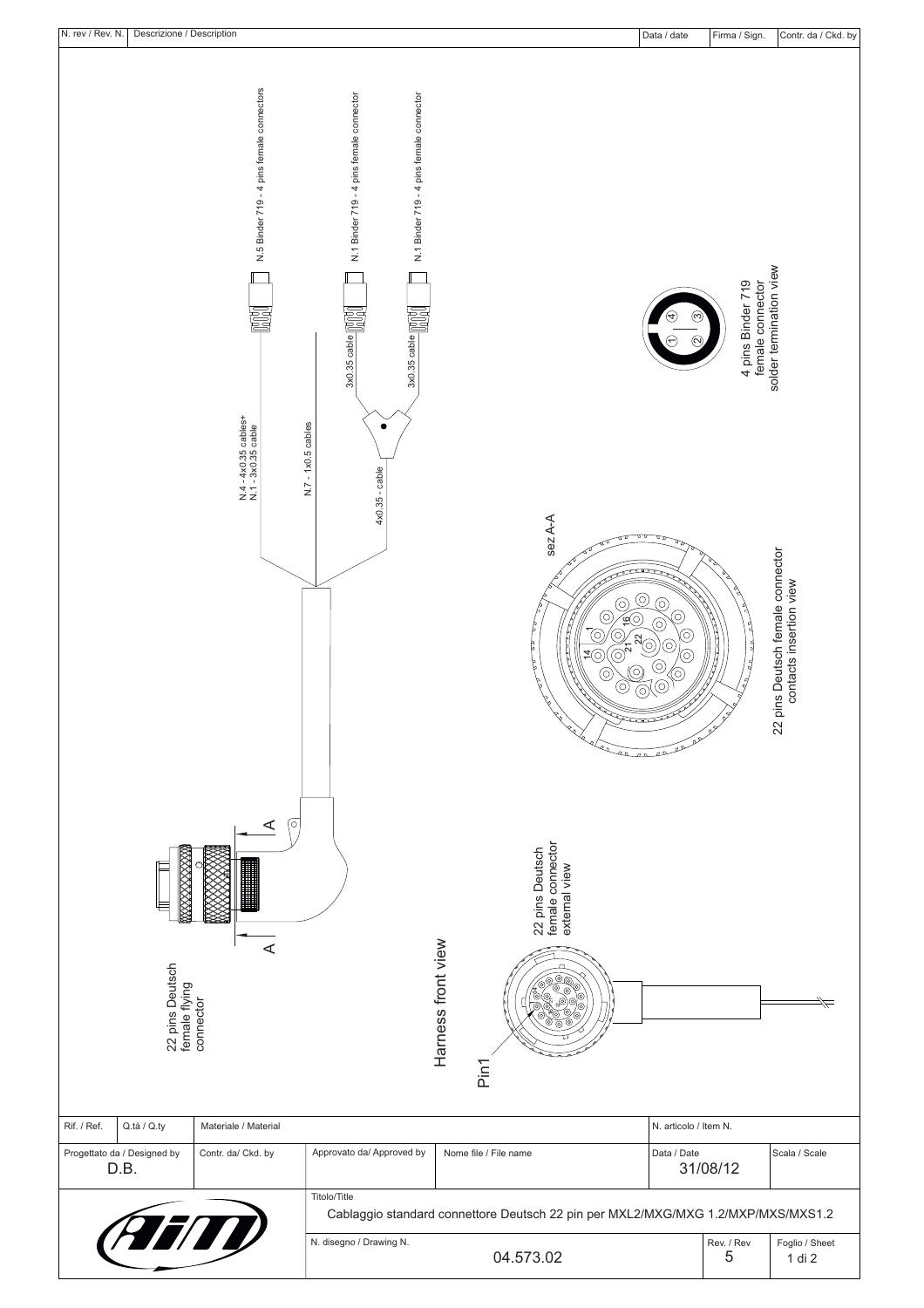| N. rev / Rev. N. | Descrizione / Description | Data / date | Firma / Sign. | Contr. da / Ckd. by |
|---|---|---|---|---|

N.5 Binder 719 - 4 pins female connectors

N.1 Binder 719 - 4 pins female connector

N.1 Binder 719 - 4 pins female connector

3x0.35 cable

3x0.35 cable

N.4 - 4x0.35 cables+
N.1 - 3x0.35 cable

N.7 - 1x0.5 cables

4x0.35 - cable

4 pins Binder 719
female connector
solder termination view

sez A-A

22 pins Deutsch female connector
contacts insertion view

A

A

22 pins Deutsch
female flying
connector

Harness front view

22 pins Deutsch
female connector
external view

Pin1

| Rif. / Ref. | Q.tà / Q.ty | Materiale / Material | | | N. articolo / Item N. | | |
|---|---|---|---|---|---|---|---|
| Progettato da / Designed by<br>D.B. | | Contr. da/ Ckd. by | Approvato da/ Approved by | Nome file / File name | Data / Date<br>31/08/12 | | Scala / Scale |
| | | | Titolo/Title<br>Cablaggio standard connettore Deutsch 22 pin per MXL2/MXG/MXG 1.2/MXP/MXS/MXS1.2 | | | | |
| | | | N. disegno / Drawing N. | 04.573.02 | | Rev. / Rev<br>5 | Foglio / Sheet<br>1 di 2 |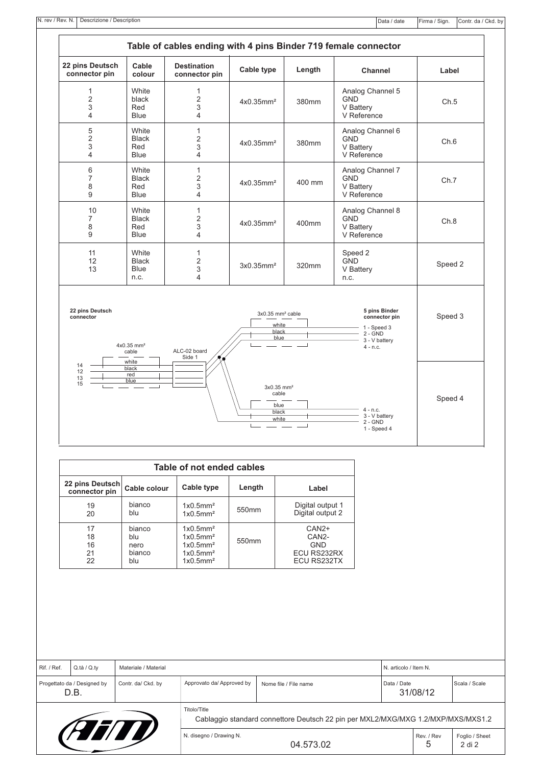## Table of cables ending with 4 pins Binder 719 female connector

| 22 pins Deutsch connector pin | Cable colour | Destination connector pin | Cable type | Length | Channel | Label |
|---|---|---|---|---|---|---|
| 1<br>2<br>3<br>4 | White<br>black<br>Red<br>Blue | 1<br>2<br>3<br>4 | 4x0.35mm² | 380mm | Analog Channel 5<br>GND<br>V Battery<br>V Reference | Ch.5 |
| 5<br>2<br>3<br>4 | White<br>Black<br>Red<br>Blue | 1<br>2<br>3<br>4 | 4x0.35mm² | 380mm | Analog Channel 6<br>GND<br>V Battery<br>V Reference | Ch.6 |
| 6<br>7<br>8<br>9 | White<br>Black<br>Red<br>Blue | 1<br>2<br>3<br>4 | 4x0.35mm² | 400 mm | Analog Channel 7<br>GND<br>V Battery<br>V Reference | Ch.7 |
| 10<br>7<br>8<br>9 | White<br>Black<br>Red<br>Blue | 1<br>2<br>3<br>4 | 4x0.35mm² | 400mm | Analog Channel 8<br>GND<br>V Battery<br>V Reference | Ch.8 |
| 11<br>12<br>13 | White<br>Black<br>Blue<br>n.c. | 1<br>2<br>3<br>4 | 3x0.35mm² | 320mm | Speed 2<br>GND<br>V Battery<br>n.c. | Speed 2 |

22 pins Deutsch connector

4x0.35 mm² cable

14 white
12 black
13 red
15 blue

ALC-02 board Side 1

3x0.35 mm² cable

white
black
blue

5 pins Binder connector pin

1 - Speed 3
2 - GND
3 - V battery
4 - n.c.

Speed 3

3x0.35 mm² cable

blue
black
white

4 - n.c.
3 - V battery
2 - GND
1 - Speed 4

Speed 4

## Table of not ended cables

| 22 pins Deutsch connector pin | Cable colour | Cable type | Length | Label |
|---|---|---|---|---|
| 19<br>20 | bianco<br>blu | 1x0.5mm²<br>1x0.5mm² | 550mm | Digital output 1<br>Digital output 2 |
| 17<br>18<br>16<br>21<br>22 | bianco<br>blu<br>nero<br>bianco<br>blu | 1x0.5mm²<br>1x0.5mm²<br>1x0.5mm²<br>1x0.5mm²<br>1x0.5mm² | 550mm | CAN2+<br>CAN2-<br>GND<br>ECU RS232RX<br>ECU RS232TX |

| Rif. / Ref. | Q.tà / Q.ty | Materiale / Material | | N. articolo / Item N. | |
|---|---|---|---|---|---|
| Progettato da / Designed by: D.B. | Contr. da/ Ckd. by | Approvato da/ Approved by | Nome file / File name | Data / Date: 31/08/12 | Scala / Scale |

Titolo/Title: Cablaggio standard connettore Deutsch 22 pin per MXL2/MXG/MXG 1.2/MXP/MXS/MXS1.2

N. disegno / Drawing N.: 04.573.02 — Rev. / Rev: 5 — Foglio / Sheet: 2 di 2